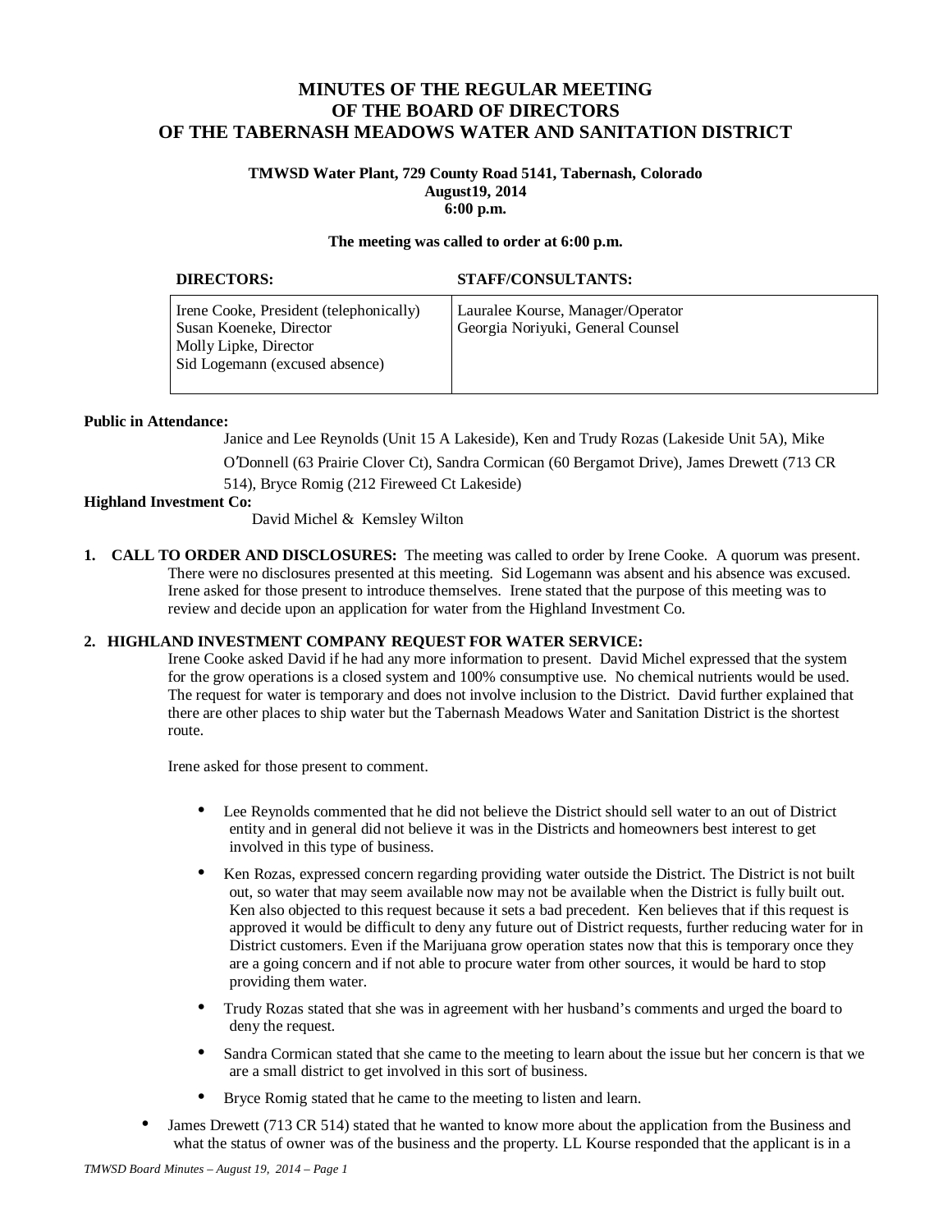# MINUTES OF THE REGULAR MEETING OF THE BOARD OF DIRECTORS OF THE TABERNASH MEADOWS WATER AND SANITATION DISTRICT

**TMWSD Water Plant, 729 County Road 5141, Tabernash, Colorado**
**August19, 2014**
**6:00 p.m.**

**The meeting was called to order at 6:00 p.m.**

| DIRECTORS: | STAFF/CONSULTANTS: |
| --- | --- |
| Irene Cooke, President (telephonically)<br>Susan Koeneke, Director<br>Molly Lipke, Director<br>Sid Logemann (excused absence) | Lauralee Kourse, Manager/Operator<br>Georgia Noriyuki, General Counsel |

**Public in Attendance:**

Janice and Lee Reynolds (Unit 15 A Lakeside), Ken and Trudy Rozas (Lakeside Unit 5A), Mike O'Donnell (63 Prairie Clover Ct), Sandra Cormican (60 Bergamot Drive), James Drewett (713 CR 514), Bryce Romig (212 Fireweed Ct Lakeside)

**Highland Investment Co:**

David Michel & Kemsley Wilton

1. **CALL TO ORDER AND DISCLOSURES:** The meeting was called to order by Irene Cooke. A quorum was present. There were no disclosures presented at this meeting. Sid Logemann was absent and his absence was excused. Irene asked for those present to introduce themselves. Irene stated that the purpose of this meeting was to review and decide upon an application for water from the Highland Investment Co.

2. **HIGHLAND INVESTMENT COMPANY REQUEST FOR WATER SERVICE:**
   Irene Cooke asked David if he had any more information to present. David Michel expressed that the system for the grow operations is a closed system and 100% consumptive use. No chemical nutrients would be used. The request for water is temporary and does not involve inclusion to the District. David further explained that there are other places to ship water but the Tabernash Meadows Water and Sanitation District is the shortest route.

   Irene asked for those present to comment.

   - Lee Reynolds commented that he did not believe the District should sell water to an out of District entity and in general did not believe it was in the Districts and homeowners best interest to get involved in this type of business.
   - Ken Rozas, expressed concern regarding providing water outside the District. The District is not built out, so water that may seem available now may not be available when the District is fully built out. Ken also objected to this request because it sets a bad precedent. Ken believes that if this request is approved it would be difficult to deny any future out of District requests, further reducing water for in District customers. Even if the Marijuana grow operation states now that this is temporary once they are a going concern and if not able to procure water from other sources, it would be hard to stop providing them water.
   - Trudy Rozas stated that she was in agreement with her husband's comments and urged the board to deny the request.
   - Sandra Cormican stated that she came to the meeting to learn about the issue but her concern is that we are a small district to get involved in this sort of business.
   - Bryce Romig stated that he came to the meeting to listen and learn.

- James Drewett (713 CR 514) stated that he wanted to know more about the application from the Business and what the status of owner was of the business and the property. LL Kourse responded that the applicant is in a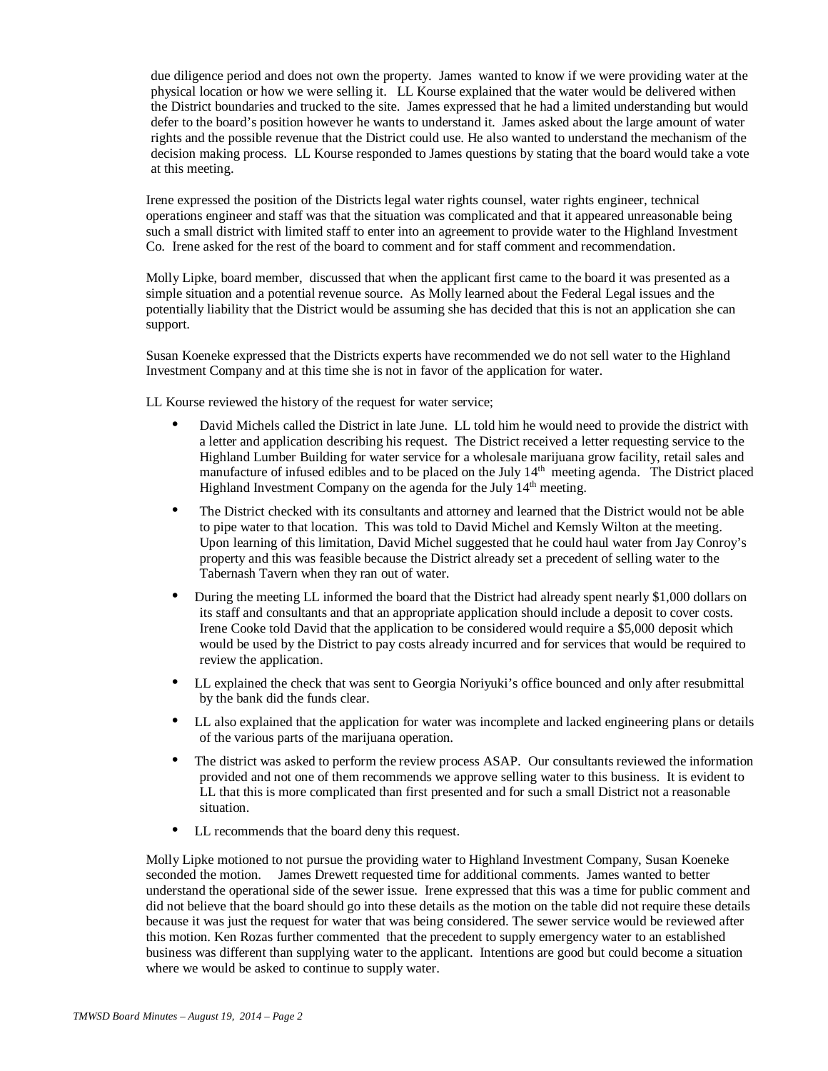due diligence period and does not own the property. James wanted to know if we were providing water at the physical location or how we were selling it. LL Kourse explained that the water would be delivered withen the District boundaries and trucked to the site. James expressed that he had a limited understanding but would defer to the board's position however he wants to understand it. James asked about the large amount of water rights and the possible revenue that the District could use. He also wanted to understand the mechanism of the decision making process. LL Kourse responded to James questions by stating that the board would take a vote at this meeting.

Irene expressed the position of the Districts legal water rights counsel, water rights engineer, technical operations engineer and staff was that the situation was complicated and that it appeared unreasonable being such a small district with limited staff to enter into an agreement to provide water to the Highland Investment Co. Irene asked for the rest of the board to comment and for staff comment and recommendation.

Molly Lipke, board member, discussed that when the applicant first came to the board it was presented as a simple situation and a potential revenue source. As Molly learned about the Federal Legal issues and the potentially liability that the District would be assuming she has decided that this is not an application she can support.

Susan Koeneke expressed that the Districts experts have recommended we do not sell water to the Highland Investment Company and at this time she is not in favor of the application for water.

LL Kourse reviewed the history of the request for water service;

- David Michels called the District in late June. LL told him he would need to provide the district with a letter and application describing his request. The District received a letter requesting service to the Highland Lumber Building for water service for a wholesale marijuana grow facility, retail sales and manufacture of infused edibles and to be placed on the July 14th meeting agenda. The District placed Highland Investment Company on the agenda for the July 14th meeting.
- The District checked with its consultants and attorney and learned that the District would not be able to pipe water to that location. This was told to David Michel and Kemsly Wilton at the meeting. Upon learning of this limitation, David Michel suggested that he could haul water from Jay Conroy's property and this was feasible because the District already set a precedent of selling water to the Tabernash Tavern when they ran out of water.
- During the meeting LL informed the board that the District had already spent nearly $1,000 dollars on its staff and consultants and that an appropriate application should include a deposit to cover costs. Irene Cooke told David that the application to be considered would require a $5,000 deposit which would be used by the District to pay costs already incurred and for services that would be required to review the application.
- LL explained the check that was sent to Georgia Noriyuki's office bounced and only after resubmittal by the bank did the funds clear.
- LL also explained that the application for water was incomplete and lacked engineering plans or details of the various parts of the marijuana operation.
- The district was asked to perform the review process ASAP. Our consultants reviewed the information provided and not one of them recommends we approve selling water to this business. It is evident to LL that this is more complicated than first presented and for such a small District not a reasonable situation.
- LL recommends that the board deny this request.

Molly Lipke motioned to not pursue the providing water to Highland Investment Company, Susan Koeneke seconded the motion. James Drewett requested time for additional comments. James wanted to better understand the operational side of the sewer issue. Irene expressed that this was a time for public comment and did not believe that the board should go into these details as the motion on the table did not require these details because it was just the request for water that was being considered. The sewer service would be reviewed after this motion. Ken Rozas further commented that the precedent to supply emergency water to an established business was different than supplying water to the applicant. Intentions are good but could become a situation where we would be asked to continue to supply water.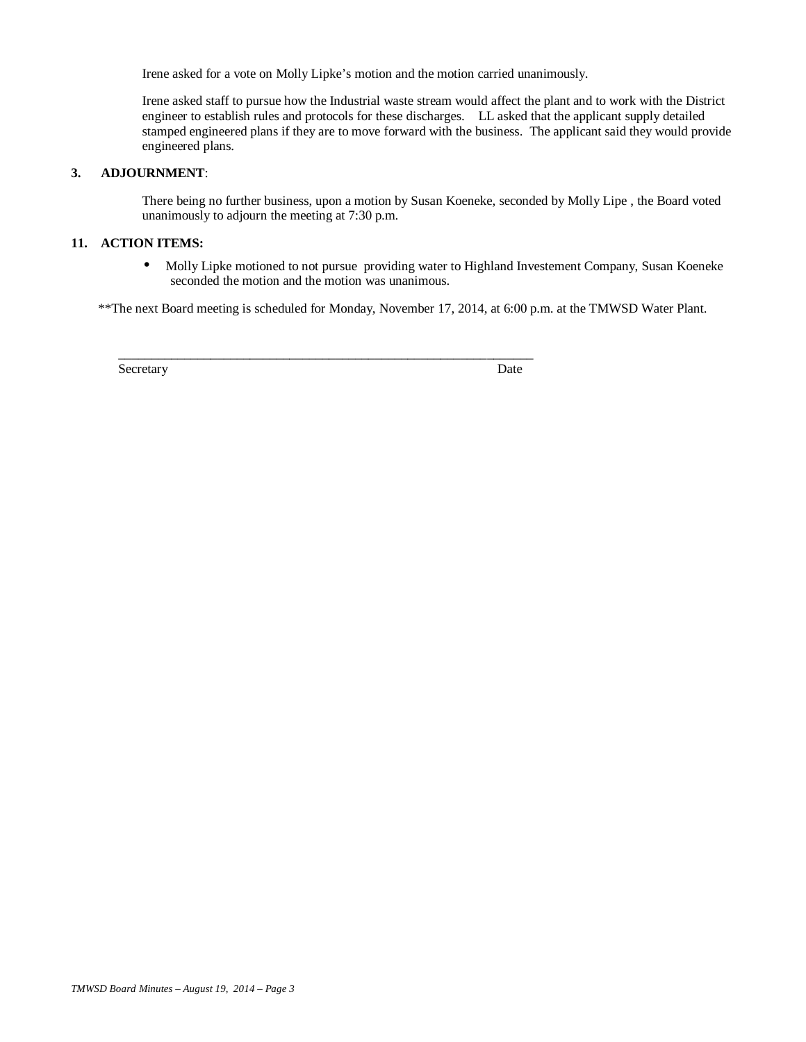Irene asked for a vote on Molly Lipke's motion and the motion carried unanimously.

Irene asked staff to pursue how the Industrial waste stream would affect the plant and to work with the District engineer to establish rules and protocols for these discharges.    LL asked that the applicant supply detailed stamped engineered plans if they are to move forward with the business.  The applicant said they would provide engineered plans.

**3. ADJOURNMENT**:

There being no further business, upon a motion by Susan Koeneke, seconded by Molly Lipe , the Board voted unanimously to adjourn the meeting at 7:30 p.m.

**11. ACTION ITEMS:**

- Molly Lipke motioned to not pursue  providing water to Highland Investement Company, Susan Koeneke seconded the motion and the motion was unanimous.

**The next Board meeting is scheduled for Monday, November 17, 2014, at 6:00 p.m. at the TMWSD Water Plant.

\_\_\_\_\_\_\_\_\_\_\_\_\_\_\_\_\_\_\_\_\_\_\_\_\_\_\_\_\_\_\_\_\_\_\_\_\_\_\_\_\_\_\_\_\_\_\_\_\_\_\_\_\_\_\_\_\_\_\_\_\_\_

Secretary                                                                                                   Date